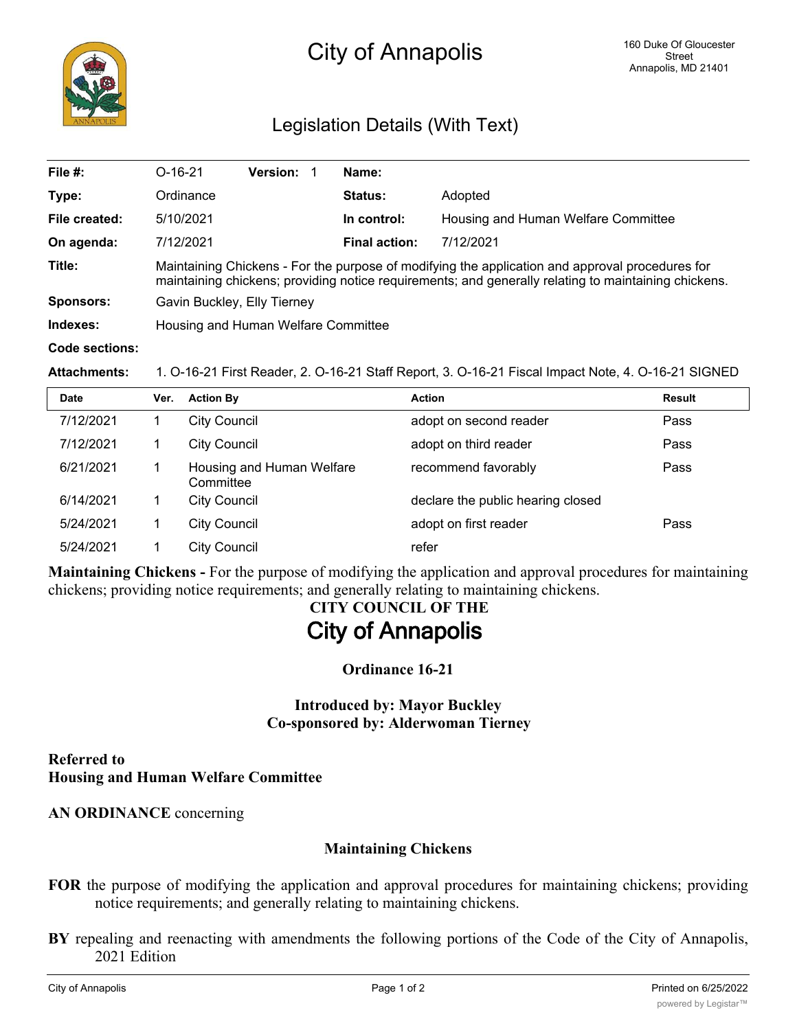# City of Annapolis

160 Duke Of Gloucester Street
Annapolis, MD 21401

## Legislation Details (With Text)

| | | | | | |
|---|---|---|---|---|---|
| **File #:** | O-16-21 | **Version:** 1 | **Name:** | | |
| **Type:** | Ordinance | | **Status:** | Adopted | |
| **File created:** | 5/10/2021 | | **In control:** | Housing and Human Welfare Committee | |
| **On agenda:** | 7/12/2021 | | **Final action:** | 7/12/2021 | |

**Title:** Maintaining Chickens - For the purpose of modifying the application and approval procedures for maintaining chickens; providing notice requirements; and generally relating to maintaining chickens.

**Sponsors:** Gavin Buckley, Elly Tierney

**Indexes:** Housing and Human Welfare Committee

**Code sections:**

**Attachments:** 1. O-16-21 First Reader, 2. O-16-21 Staff Report, 3. O-16-21 Fiscal Impact Note, 4. O-16-21 SIGNED

| Date | Ver. | Action By | Action | Result |
|---|---|---|---|---|
| 7/12/2021 | 1 | City Council | adopt on second reader | Pass |
| 7/12/2021 | 1 | City Council | adopt on third reader | Pass |
| 6/21/2021 | 1 | Housing and Human Welfare Committee | recommend favorably | Pass |
| 6/14/2021 | 1 | City Council | declare the public hearing closed | |
| 5/24/2021 | 1 | City Council | adopt on first reader | Pass |
| 5/24/2021 | 1 | City Council | refer | |

**Maintaining Chickens -** For the purpose of modifying the application and approval procedures for maintaining chickens; providing notice requirements; and generally relating to maintaining chickens.

**CITY COUNCIL OF THE**

# City of Annapolis

**Ordinance 16-21**

**Introduced by: Mayor Buckley**
**Co-sponsored by: Alderwoman Tierney**

**Referred to**
**Housing and Human Welfare Committee**

**AN ORDINANCE** concerning

**Maintaining Chickens**

**FOR** the purpose of modifying the application and approval procedures for maintaining chickens; providing notice requirements; and generally relating to maintaining chickens.

**BY** repealing and reenacting with amendments the following portions of the Code of the City of Annapolis, 2021 Edition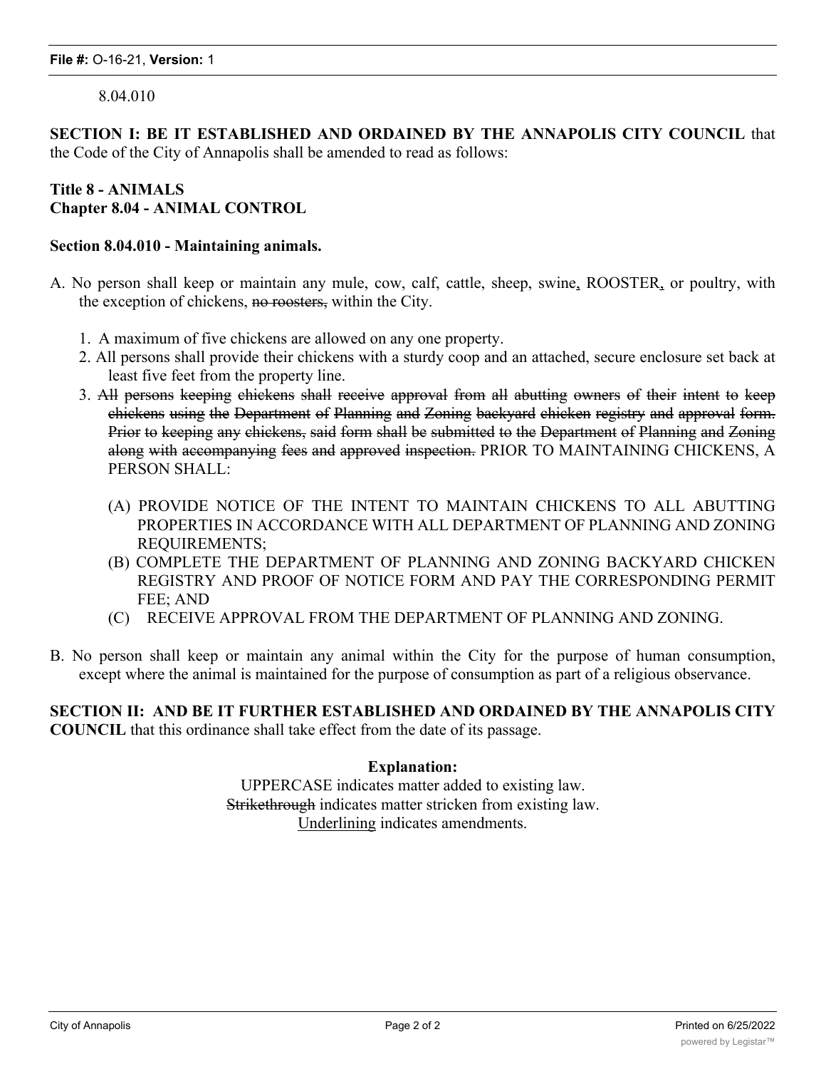8.04.010

**SECTION I: BE IT ESTABLISHED AND ORDAINED BY THE ANNAPOLIS CITY COUNCIL** that the Code of the City of Annapolis shall be amended to read as follows:

**Title 8 - ANIMALS**
**Chapter 8.04 - ANIMAL CONTROL**

**Section 8.04.010 - Maintaining animals.**

A. No person shall keep or maintain any mule, cow, calf, cattle, sheep, swine, ROOSTER, or poultry, with the exception of chickens, ~~no roosters,~~ within the City.

1. A maximum of five chickens are allowed on any one property.
2. All persons shall provide their chickens with a sturdy coop and an attached, secure enclosure set back at least five feet from the property line.
3. ~~All persons keeping chickens shall receive approval from all abutting owners of their intent to keep chickens using the Department of Planning and Zoning backyard chicken registry and approval form. Prior to keeping any chickens, said form shall be submitted to the Department of Planning and Zoning along with accompanying fees and approved inspection.~~ PRIOR TO MAINTAINING CHICKENS, A PERSON SHALL:

   (A) PROVIDE NOTICE OF THE INTENT TO MAINTAIN CHICKENS TO ALL ABUTTING PROPERTIES IN ACCORDANCE WITH ALL DEPARTMENT OF PLANNING AND ZONING REQUIREMENTS;
   (B) COMPLETE THE DEPARTMENT OF PLANNING AND ZONING BACKYARD CHICKEN REGISTRY AND PROOF OF NOTICE FORM AND PAY THE CORRESPONDING PERMIT FEE; AND
   (C) RECEIVE APPROVAL FROM THE DEPARTMENT OF PLANNING AND ZONING.

B. No person shall keep or maintain any animal within the City for the purpose of human consumption, except where the animal is maintained for the purpose of consumption as part of a religious observance.

**SECTION II: AND BE IT FURTHER ESTABLISHED AND ORDAINED BY THE ANNAPOLIS CITY COUNCIL** that this ordinance shall take effect from the date of its passage.

**Explanation:**

UPPERCASE indicates matter added to existing law.
~~Strikethrough~~ indicates matter stricken from existing law.
<u>Underlining</u> indicates amendments.